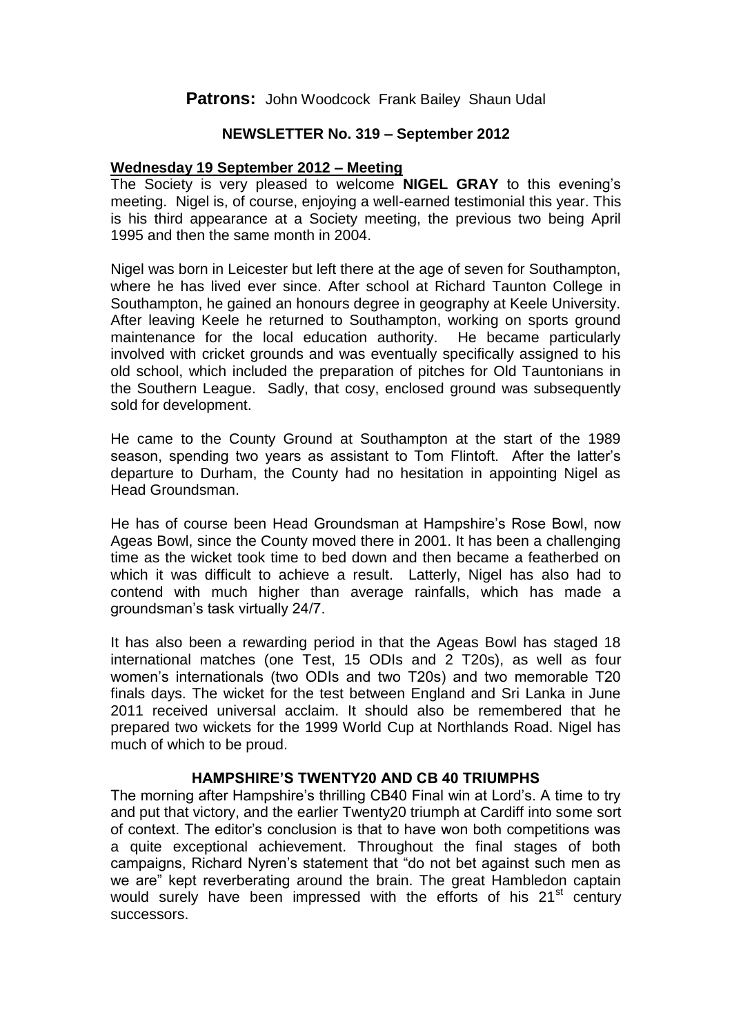**Patrons:** John Woodcock Frank Bailey Shaun Udal

**NEWSLETTER No. 319 – September 2012**

**Wednesday 19 September 2012 – Meeting**

The Society is very pleased to welcome **NIGEL GRAY** to this evening's meeting. Nigel is, of course, enjoying a well-earned testimonial this year. This is his third appearance at a Society meeting, the previous two being April 1995 and then the same month in 2004.

Nigel was born in Leicester but left there at the age of seven for Southampton, where he has lived ever since. After school at Richard Taunton College in Southampton, he gained an honours degree in geography at Keele University. After leaving Keele he returned to Southampton, working on sports ground maintenance for the local education authority. He became particularly involved with cricket grounds and was eventually specifically assigned to his old school, which included the preparation of pitches for Old Tauntonians in the Southern League. Sadly, that cosy, enclosed ground was subsequently sold for development.

He came to the County Ground at Southampton at the start of the 1989 season, spending two years as assistant to Tom Flintoft. After the latter's departure to Durham, the County had no hesitation in appointing Nigel as Head Groundsman.

He has of course been Head Groundsman at Hampshire's Rose Bowl, now Ageas Bowl, since the County moved there in 2001. It has been a challenging time as the wicket took time to bed down and then became a featherbed on which it was difficult to achieve a result. Latterly, Nigel has also had to contend with much higher than average rainfalls, which has made a groundsman's task virtually 24/7.

It has also been a rewarding period in that the Ageas Bowl has staged 18 international matches (one Test, 15 ODIs and 2 T20s), as well as four women's internationals (two ODIs and two T20s) and two memorable T20 finals days. The wicket for the test between England and Sri Lanka in June 2011 received universal acclaim. It should also be remembered that he prepared two wickets for the 1999 World Cup at Northlands Road. Nigel has much of which to be proud.

**HAMPSHIRE'S TWENTY20 AND CB 40 TRIUMPHS**

The morning after Hampshire's thrilling CB40 Final win at Lord's. A time to try and put that victory, and the earlier Twenty20 triumph at Cardiff into some sort of context. The editor's conclusion is that to have won both competitions was a quite exceptional achievement. Throughout the final stages of both campaigns, Richard Nyren's statement that "do not bet against such men as we are" kept reverberating around the brain. The great Hambledon captain would surely have been impressed with the efforts of his 21st century successors.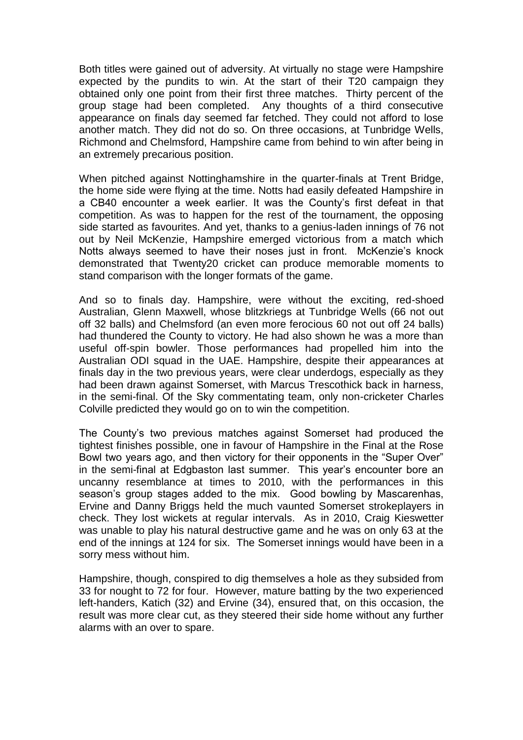Both titles were gained out of adversity. At virtually no stage were Hampshire expected by the pundits to win. At the start of their T20 campaign they obtained only one point from their first three matches. Thirty percent of the group stage had been completed. Any thoughts of a third consecutive appearance on finals day seemed far fetched. They could not afford to lose another match. They did not do so. On three occasions, at Tunbridge Wells, Richmond and Chelmsford, Hampshire came from behind to win after being in an extremely precarious position.

When pitched against Nottinghamshire in the quarter-finals at Trent Bridge, the home side were flying at the time. Notts had easily defeated Hampshire in a CB40 encounter a week earlier. It was the County's first defeat in that competition. As was to happen for the rest of the tournament, the opposing side started as favourites. And yet, thanks to a genius-laden innings of 76 not out by Neil McKenzie, Hampshire emerged victorious from a match which Notts always seemed to have their noses just in front. McKenzie's knock demonstrated that Twenty20 cricket can produce memorable moments to stand comparison with the longer formats of the game.

And so to finals day. Hampshire, were without the exciting, red-shoed Australian, Glenn Maxwell, whose blitzkriegs at Tunbridge Wells (66 not out off 32 balls) and Chelmsford (an even more ferocious 60 not out off 24 balls) had thundered the County to victory. He had also shown he was a more than useful off-spin bowler. Those performances had propelled him into the Australian ODI squad in the UAE. Hampshire, despite their appearances at finals day in the two previous years, were clear underdogs, especially as they had been drawn against Somerset, with Marcus Trescothick back in harness, in the semi-final. Of the Sky commentating team, only non-cricketer Charles Colville predicted they would go on to win the competition.

The County's two previous matches against Somerset had produced the tightest finishes possible, one in favour of Hampshire in the Final at the Rose Bowl two years ago, and then victory for their opponents in the "Super Over" in the semi-final at Edgbaston last summer. This year's encounter bore an uncanny resemblance at times to 2010, with the performances in this season's group stages added to the mix. Good bowling by Mascarenhas, Ervine and Danny Briggs held the much vaunted Somerset strokeplayers in check. They lost wickets at regular intervals. As in 2010, Craig Kieswetter was unable to play his natural destructive game and he was on only 63 at the end of the innings at 124 for six. The Somerset innings would have been in a sorry mess without him.

Hampshire, though, conspired to dig themselves a hole as they subsided from 33 for nought to 72 for four. However, mature batting by the two experienced left-handers, Katich (32) and Ervine (34), ensured that, on this occasion, the result was more clear cut, as they steered their side home without any further alarms with an over to spare.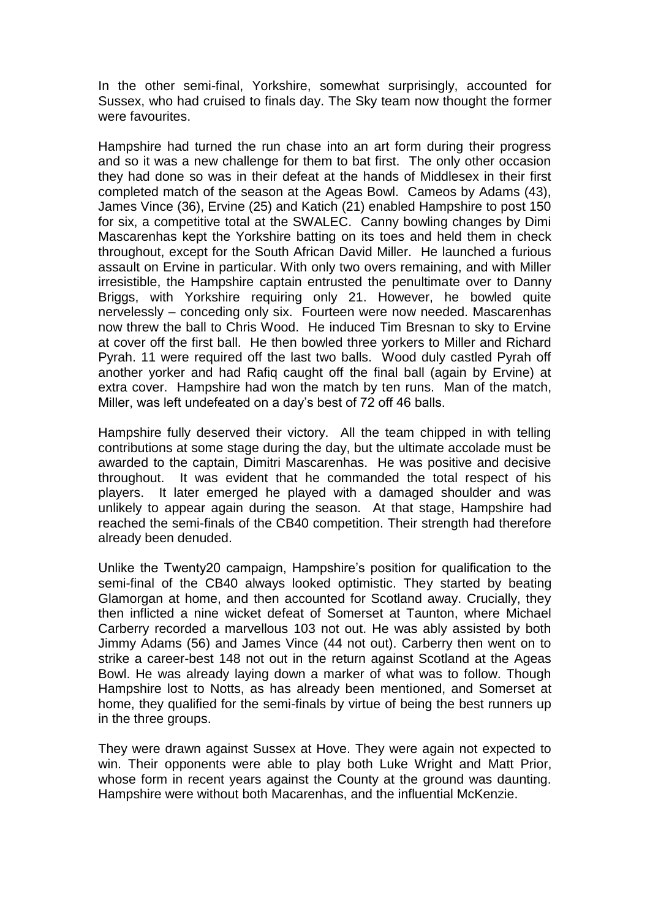In the other semi-final, Yorkshire, somewhat surprisingly, accounted for Sussex, who had cruised to finals day. The Sky team now thought the former were favourites.

Hampshire had turned the run chase into an art form during their progress and so it was a new challenge for them to bat first. The only other occasion they had done so was in their defeat at the hands of Middlesex in their first completed match of the season at the Ageas Bowl. Cameos by Adams (43), James Vince (36), Ervine (25) and Katich (21) enabled Hampshire to post 150 for six, a competitive total at the SWALEC. Canny bowling changes by Dimi Mascarenhas kept the Yorkshire batting on its toes and held them in check throughout, except for the South African David Miller. He launched a furious assault on Ervine in particular. With only two overs remaining, and with Miller irresistible, the Hampshire captain entrusted the penultimate over to Danny Briggs, with Yorkshire requiring only 21. However, he bowled quite nervelessly – conceding only six. Fourteen were now needed. Mascarenhas now threw the ball to Chris Wood. He induced Tim Bresnan to sky to Ervine at cover off the first ball. He then bowled three yorkers to Miller and Richard Pyrah. 11 were required off the last two balls. Wood duly castled Pyrah off another yorker and had Rafiq caught off the final ball (again by Ervine) at extra cover. Hampshire had won the match by ten runs. Man of the match, Miller, was left undefeated on a day's best of 72 off 46 balls.

Hampshire fully deserved their victory. All the team chipped in with telling contributions at some stage during the day, but the ultimate accolade must be awarded to the captain, Dimitri Mascarenhas. He was positive and decisive throughout. It was evident that he commanded the total respect of his players. It later emerged he played with a damaged shoulder and was unlikely to appear again during the season. At that stage, Hampshire had reached the semi-finals of the CB40 competition. Their strength had therefore already been denuded.

Unlike the Twenty20 campaign, Hampshire's position for qualification to the semi-final of the CB40 always looked optimistic. They started by beating Glamorgan at home, and then accounted for Scotland away. Crucially, they then inflicted a nine wicket defeat of Somerset at Taunton, where Michael Carberry recorded a marvellous 103 not out. He was ably assisted by both Jimmy Adams (56) and James Vince (44 not out). Carberry then went on to strike a career-best 148 not out in the return against Scotland at the Ageas Bowl. He was already laying down a marker of what was to follow. Though Hampshire lost to Notts, as has already been mentioned, and Somerset at home, they qualified for the semi-finals by virtue of being the best runners up in the three groups.

They were drawn against Sussex at Hove. They were again not expected to win. Their opponents were able to play both Luke Wright and Matt Prior, whose form in recent years against the County at the ground was daunting. Hampshire were without both Macarenhas, and the influential McKenzie.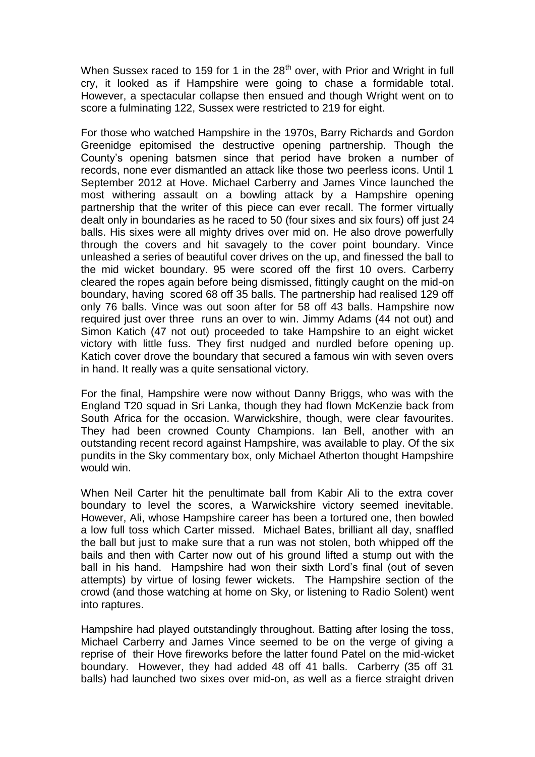When Sussex raced to 159 for 1 in the 28th over, with Prior and Wright in full cry, it looked as if Hampshire were going to chase a formidable total. However, a spectacular collapse then ensued and though Wright went on to score a fulminating 122, Sussex were restricted to 219 for eight.

For those who watched Hampshire in the 1970s, Barry Richards and Gordon Greenidge epitomised the destructive opening partnership. Though the County's opening batsmen since that period have broken a number of records, none ever dismantled an attack like those two peerless icons. Until 1 September 2012 at Hove. Michael Carberry and James Vince launched the most withering assault on a bowling attack by a Hampshire opening partnership that the writer of this piece can ever recall. The former virtually dealt only in boundaries as he raced to 50 (four sixes and six fours) off just 24 balls. His sixes were all mighty drives over mid on. He also drove powerfully through the covers and hit savagely to the cover point boundary. Vince unleashed a series of beautiful cover drives on the up, and finessed the ball to the mid wicket boundary. 95 were scored off the first 10 overs. Carberry cleared the ropes again before being dismissed, fittingly caught on the mid-on boundary, having scored 68 off 35 balls. The partnership had realised 129 off only 76 balls. Vince was out soon after for 58 off 43 balls. Hampshire now required just over three runs an over to win. Jimmy Adams (44 not out) and Simon Katich (47 not out) proceeded to take Hampshire to an eight wicket victory with little fuss. They first nudged and nurdled before opening up. Katich cover drove the boundary that secured a famous win with seven overs in hand. It really was a quite sensational victory.

For the final, Hampshire were now without Danny Briggs, who was with the England T20 squad in Sri Lanka, though they had flown McKenzie back from South Africa for the occasion. Warwickshire, though, were clear favourites. They had been crowned County Champions. Ian Bell, another with an outstanding recent record against Hampshire, was available to play. Of the six pundits in the Sky commentary box, only Michael Atherton thought Hampshire would win.

When Neil Carter hit the penultimate ball from Kabir Ali to the extra cover boundary to level the scores, a Warwickshire victory seemed inevitable. However, Ali, whose Hampshire career has been a tortured one, then bowled a low full toss which Carter missed. Michael Bates, brilliant all day, snaffled the ball but just to make sure that a run was not stolen, both whipped off the bails and then with Carter now out of his ground lifted a stump out with the ball in his hand. Hampshire had won their sixth Lord's final (out of seven attempts) by virtue of losing fewer wickets. The Hampshire section of the crowd (and those watching at home on Sky, or listening to Radio Solent) went into raptures.

Hampshire had played outstandingly throughout. Batting after losing the toss, Michael Carberry and James Vince seemed to be on the verge of giving a reprise of their Hove fireworks before the latter found Patel on the mid-wicket boundary. However, they had added 48 off 41 balls. Carberry (35 off 31 balls) had launched two sixes over mid-on, as well as a fierce straight driven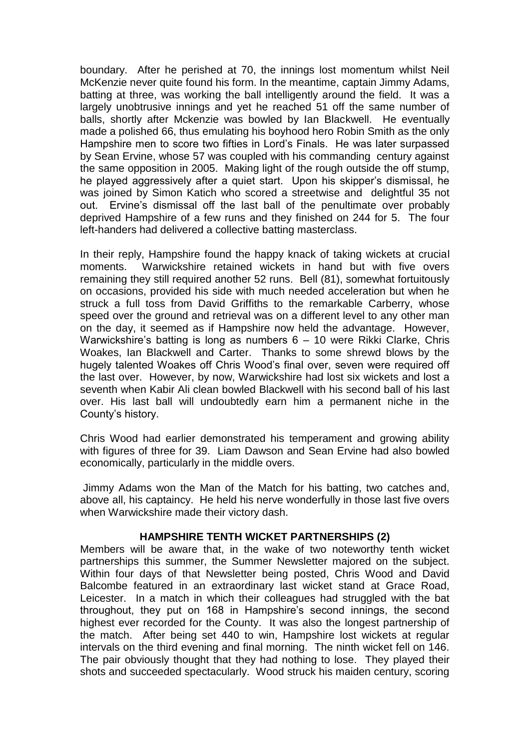boundary. After he perished at 70, the innings lost momentum whilst Neil McKenzie never quite found his form. In the meantime, captain Jimmy Adams, batting at three, was working the ball intelligently around the field. It was a largely unobtrusive innings and yet he reached 51 off the same number of balls, shortly after Mckenzie was bowled by Ian Blackwell. He eventually made a polished 66, thus emulating his boyhood hero Robin Smith as the only Hampshire men to score two fifties in Lord's Finals. He was later surpassed by Sean Ervine, whose 57 was coupled with his commanding century against the same opposition in 2005. Making light of the rough outside the off stump, he played aggressively after a quiet start. Upon his skipper's dismissal, he was joined by Simon Katich who scored a streetwise and delightful 35 not out. Ervine's dismissal off the last ball of the penultimate over probably deprived Hampshire of a few runs and they finished on 244 for 5. The four left-handers had delivered a collective batting masterclass.

In their reply, Hampshire found the happy knack of taking wickets at crucial moments. Warwickshire retained wickets in hand but with five overs remaining they still required another 52 runs. Bell (81), somewhat fortuitously on occasions, provided his side with much needed acceleration but when he struck a full toss from David Griffiths to the remarkable Carberry, whose speed over the ground and retrieval was on a different level to any other man on the day, it seemed as if Hampshire now held the advantage. However, Warwickshire's batting is long as numbers 6 – 10 were Rikki Clarke, Chris Woakes, Ian Blackwell and Carter. Thanks to some shrewd blows by the hugely talented Woakes off Chris Wood's final over, seven were required off the last over. However, by now, Warwickshire had lost six wickets and lost a seventh when Kabir Ali clean bowled Blackwell with his second ball of his last over. His last ball will undoubtedly earn him a permanent niche in the County's history.

Chris Wood had earlier demonstrated his temperament and growing ability with figures of three for 39. Liam Dawson and Sean Ervine had also bowled economically, particularly in the middle overs.

Jimmy Adams won the Man of the Match for his batting, two catches and, above all, his captaincy. He held his nerve wonderfully in those last five overs when Warwickshire made their victory dash.

## HAMPSHIRE TENTH WICKET PARTNERSHIPS (2)

Members will be aware that, in the wake of two noteworthy tenth wicket partnerships this summer, the Summer Newsletter majored on the subject. Within four days of that Newsletter being posted, Chris Wood and David Balcombe featured in an extraordinary last wicket stand at Grace Road, Leicester. In a match in which their colleagues had struggled with the bat throughout, they put on 168 in Hampshire's second innings, the second highest ever recorded for the County. It was also the longest partnership of the match. After being set 440 to win, Hampshire lost wickets at regular intervals on the third evening and final morning. The ninth wicket fell on 146. The pair obviously thought that they had nothing to lose. They played their shots and succeeded spectacularly. Wood struck his maiden century, scoring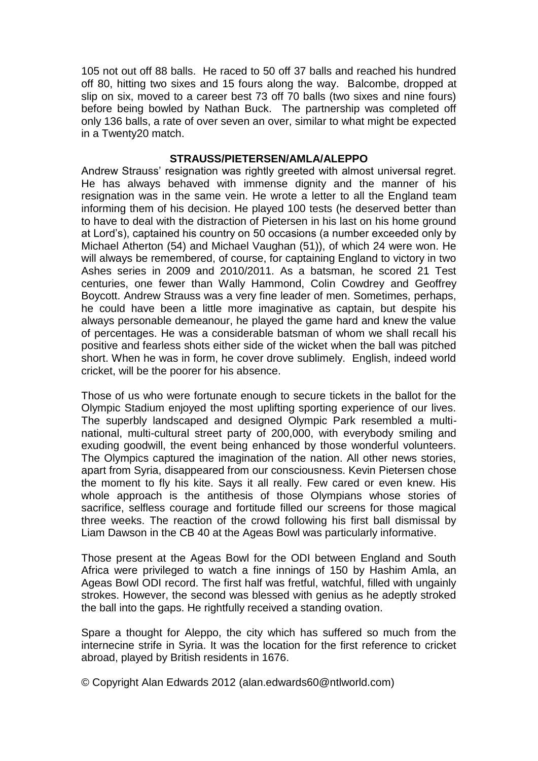105 not out off 88 balls. He raced to 50 off 37 balls and reached his hundred off 80, hitting two sixes and 15 fours along the way. Balcombe, dropped at slip on six, moved to a career best 73 off 70 balls (two sixes and nine fours) before being bowled by Nathan Buck. The partnership was completed off only 136 balls, a rate of over seven an over, similar to what might be expected in a Twenty20 match.

## STRAUSS/PIETERSEN/AMLA/ALEPPO

Andrew Strauss' resignation was rightly greeted with almost universal regret. He has always behaved with immense dignity and the manner of his resignation was in the same vein. He wrote a letter to all the England team informing them of his decision. He played 100 tests (he deserved better than to have to deal with the distraction of Pietersen in his last on his home ground at Lord's), captained his country on 50 occasions (a number exceeded only by Michael Atherton (54) and Michael Vaughan (51)), of which 24 were won. He will always be remembered, of course, for captaining England to victory in two Ashes series in 2009 and 2010/2011. As a batsman, he scored 21 Test centuries, one fewer than Wally Hammond, Colin Cowdrey and Geoffrey Boycott. Andrew Strauss was a very fine leader of men. Sometimes, perhaps, he could have been a little more imaginative as captain, but despite his always personable demeanour, he played the game hard and knew the value of percentages. He was a considerable batsman of whom we shall recall his positive and fearless shots either side of the wicket when the ball was pitched short. When he was in form, he cover drove sublimely. English, indeed world cricket, will be the poorer for his absence.

Those of us who were fortunate enough to secure tickets in the ballot for the Olympic Stadium enjoyed the most uplifting sporting experience of our lives. The superbly landscaped and designed Olympic Park resembled a multi-national, multi-cultural street party of 200,000, with everybody smiling and exuding goodwill, the event being enhanced by those wonderful volunteers. The Olympics captured the imagination of the nation. All other news stories, apart from Syria, disappeared from our consciousness. Kevin Pietersen chose the moment to fly his kite. Says it all really. Few cared or even knew. His whole approach is the antithesis of those Olympians whose stories of sacrifice, selfless courage and fortitude filled our screens for those magical three weeks. The reaction of the crowd following his first ball dismissal by Liam Dawson in the CB 40 at the Ageas Bowl was particularly informative.

Those present at the Ageas Bowl for the ODI between England and South Africa were privileged to watch a fine innings of 150 by Hashim Amla, an Ageas Bowl ODI record. The first half was fretful, watchful, filled with ungainly strokes. However, the second was blessed with genius as he adeptly stroked the ball into the gaps. He rightfully received a standing ovation.

Spare a thought for Aleppo, the city which has suffered so much from the internecine strife in Syria. It was the location for the first reference to cricket abroad, played by British residents in 1676.

© Copyright Alan Edwards 2012 (alan.edwards60@ntlworld.com)